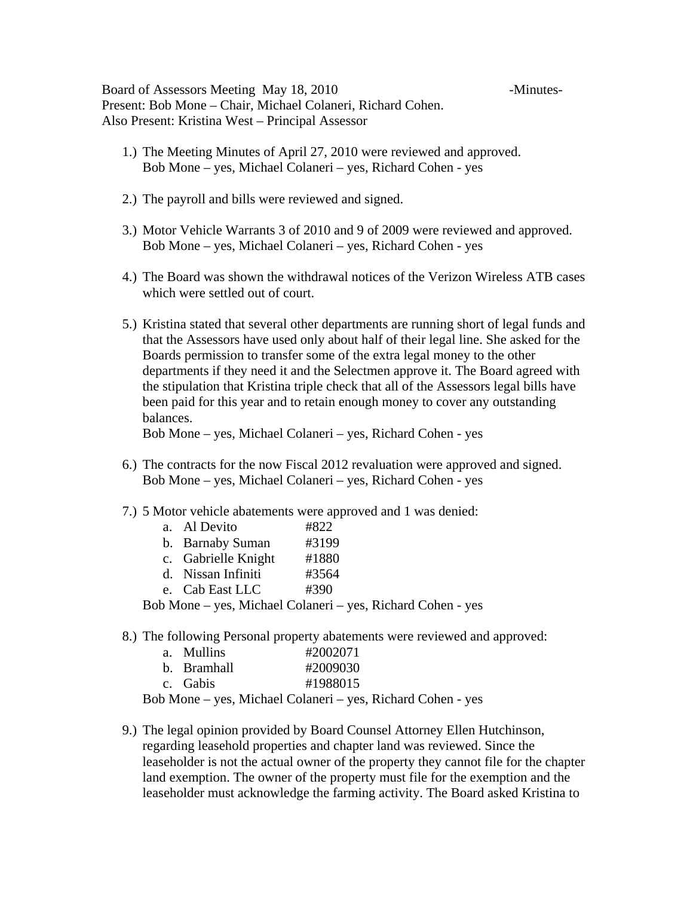Board of Assessors Meeting May 18, 2010 -Minutes-
Present: Bob Mone – Chair, Michael Colaneri, Richard Cohen.
Also Present: Kristina West – Principal Assessor

1.) The Meeting Minutes of April 27, 2010 were reviewed and approved.
Bob Mone – yes, Michael Colaneri – yes, Richard Cohen - yes

2.) The payroll and bills were reviewed and signed.

3.) Motor Vehicle Warrants 3 of 2010 and 9 of 2009 were reviewed and approved.
Bob Mone – yes, Michael Colaneri – yes, Richard Cohen - yes

4.) The Board was shown the withdrawal notices of the Verizon Wireless ATB cases which were settled out of court.

5.) Kristina stated that several other departments are running short of legal funds and that the Assessors have used only about half of their legal line. She asked for the Boards permission to transfer some of the extra legal money to the other departments if they need it and the Selectmen approve it. The Board agreed with the stipulation that Kristina triple check that all of the Assessors legal bills have been paid for this year and to retain enough money to cover any outstanding balances.
Bob Mone – yes, Michael Colaneri – yes, Richard Cohen - yes

6.) The contracts for the now Fiscal 2012 revaluation were approved and signed.
Bob Mone – yes, Michael Colaneri – yes, Richard Cohen - yes

7.) 5 Motor vehicle abatements were approved and 1 was denied:
   a. Al Devito #822
   b. Barnaby Suman #3199
   c. Gabrielle Knight #1880
   d. Nissan Infiniti #3564
   e. Cab East LLC #390

   Bob Mone – yes, Michael Colaneri – yes, Richard Cohen - yes

8.) The following Personal property abatements were reviewed and approved:
   a. Mullins #2002071
   b. Bramhall #2009030
   c. Gabis #1988015

   Bob Mone – yes, Michael Colaneri – yes, Richard Cohen - yes

9.) The legal opinion provided by Board Counsel Attorney Ellen Hutchinson, regarding leasehold properties and chapter land was reviewed. Since the leaseholder is not the actual owner of the property they cannot file for the chapter land exemption. The owner of the property must file for the exemption and the leaseholder must acknowledge the farming activity. The Board asked Kristina to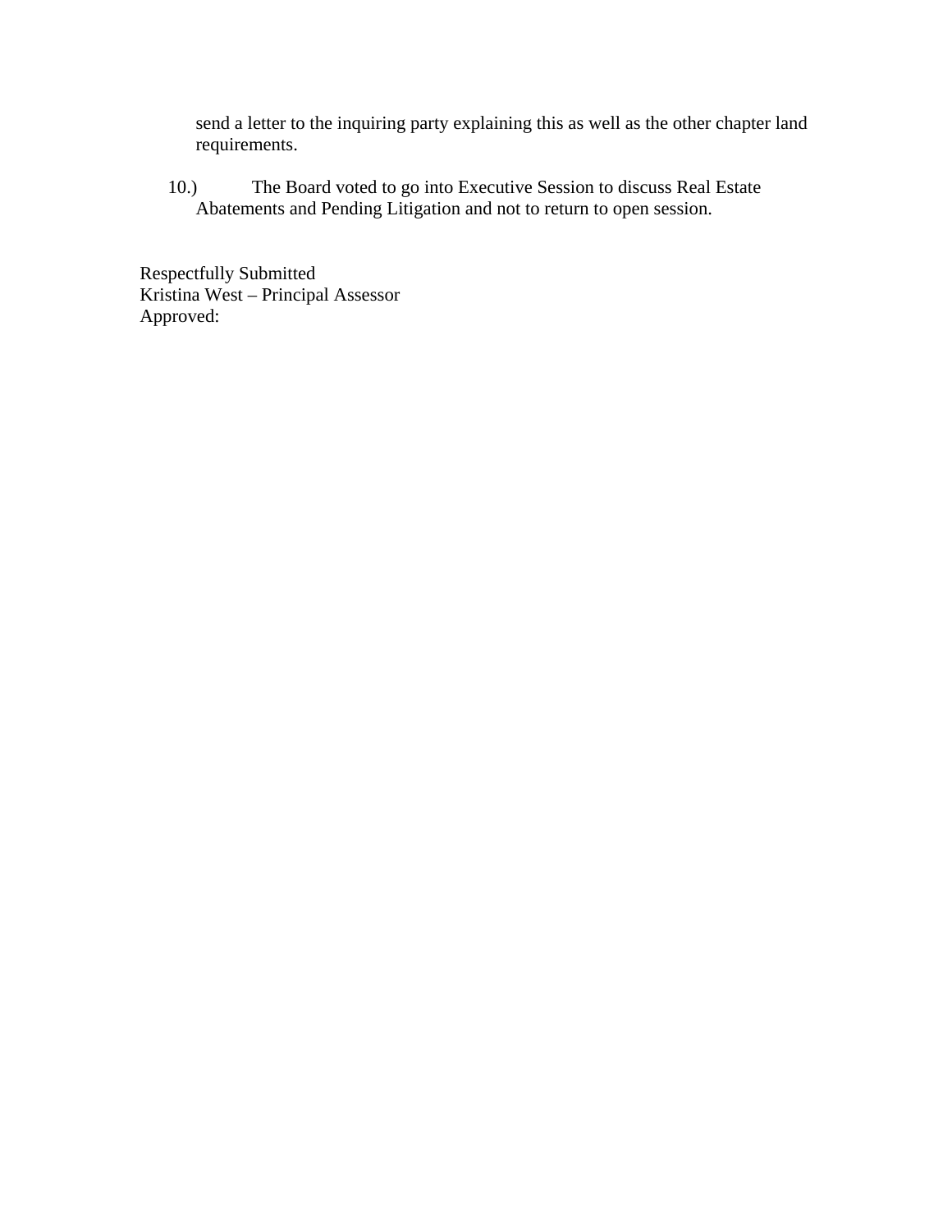send a letter to the inquiring party explaining this as well as the other chapter land requirements.

10.) The Board voted to go into Executive Session to discuss Real Estate Abatements and Pending Litigation and not to return to open session.

Respectfully Submitted
Kristina West – Principal Assessor
Approved: